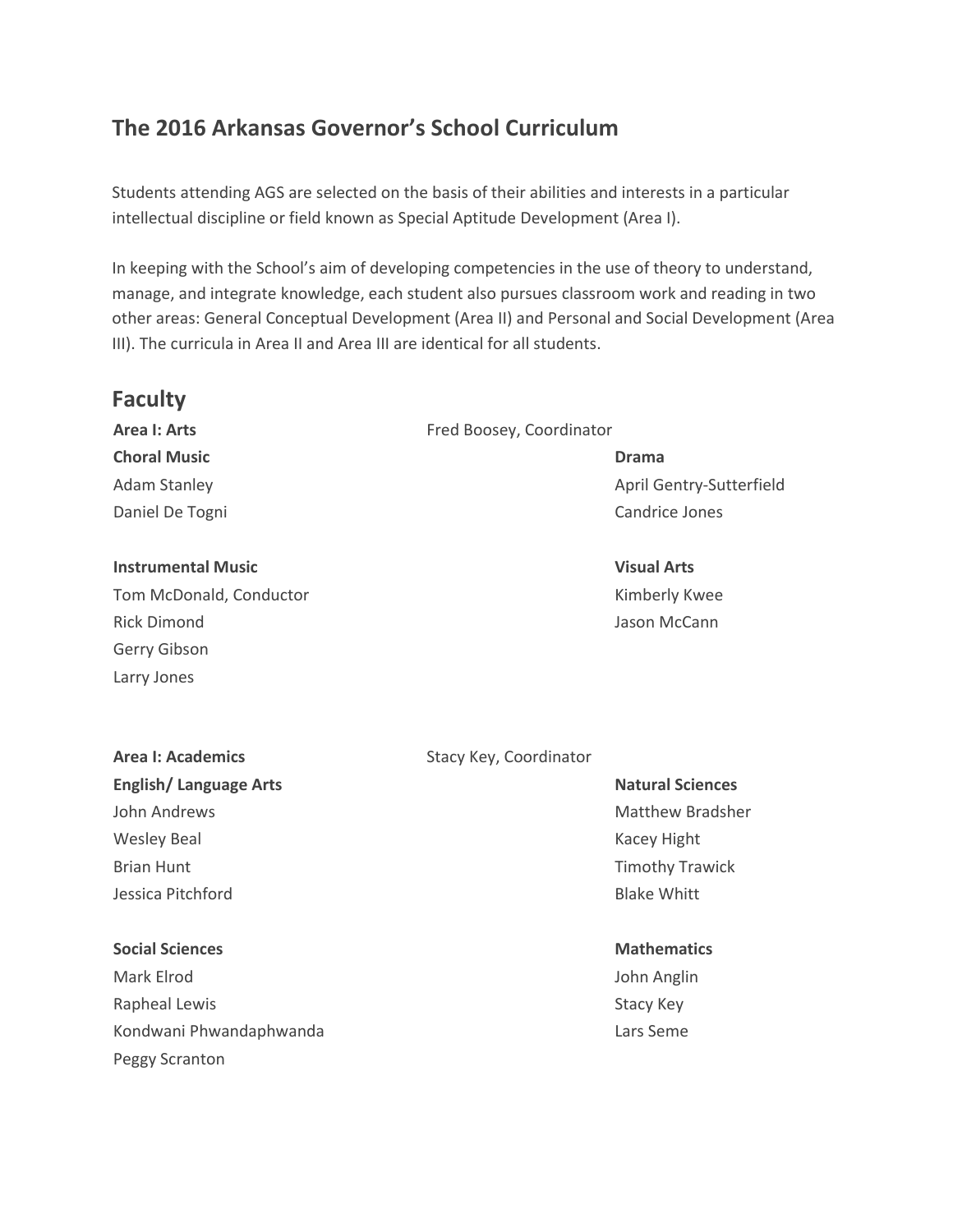# The 2016 Arkansas Governor's School Curriculum

Students attending AGS are selected on the basis of their abilities and interests in a particular intellectual discipline or field known as Special Aptitude Development (Area I).

In keeping with the School's aim of developing competencies in the use of theory to understand, manage, and integrate knowledge, each student also pursues classroom work and reading in two other areas: General Conceptual Development (Area II) and Personal and Social Development (Area III). The curricula in Area II and Area III are identical for all students.

## Faculty

**Area I: Arts** — Fred Boosey, Coordinator

**Choral Music**
Adam Stanley
Daniel De Togni

**Drama**
April Gentry-Sutterfield
Candrice Jones

**Instrumental Music**
Tom McDonald, Conductor
Rick Dimond
Gerry Gibson
Larry Jones

**Visual Arts**
Kimberly Kwee
Jason McCann

**Area I: Academics** — Stacy Key, Coordinator

**English/ Language Arts**
John Andrews
Wesley Beal
Brian Hunt
Jessica Pitchford

**Natural Sciences**
Matthew Bradsher
Kacey Hight
Timothy Trawick
Blake Whitt

**Social Sciences**
Mark Elrod
Rapheal Lewis
Kondwani Phwandaphwanda
Peggy Scranton

**Mathematics**
John Anglin
Stacy Key
Lars Seme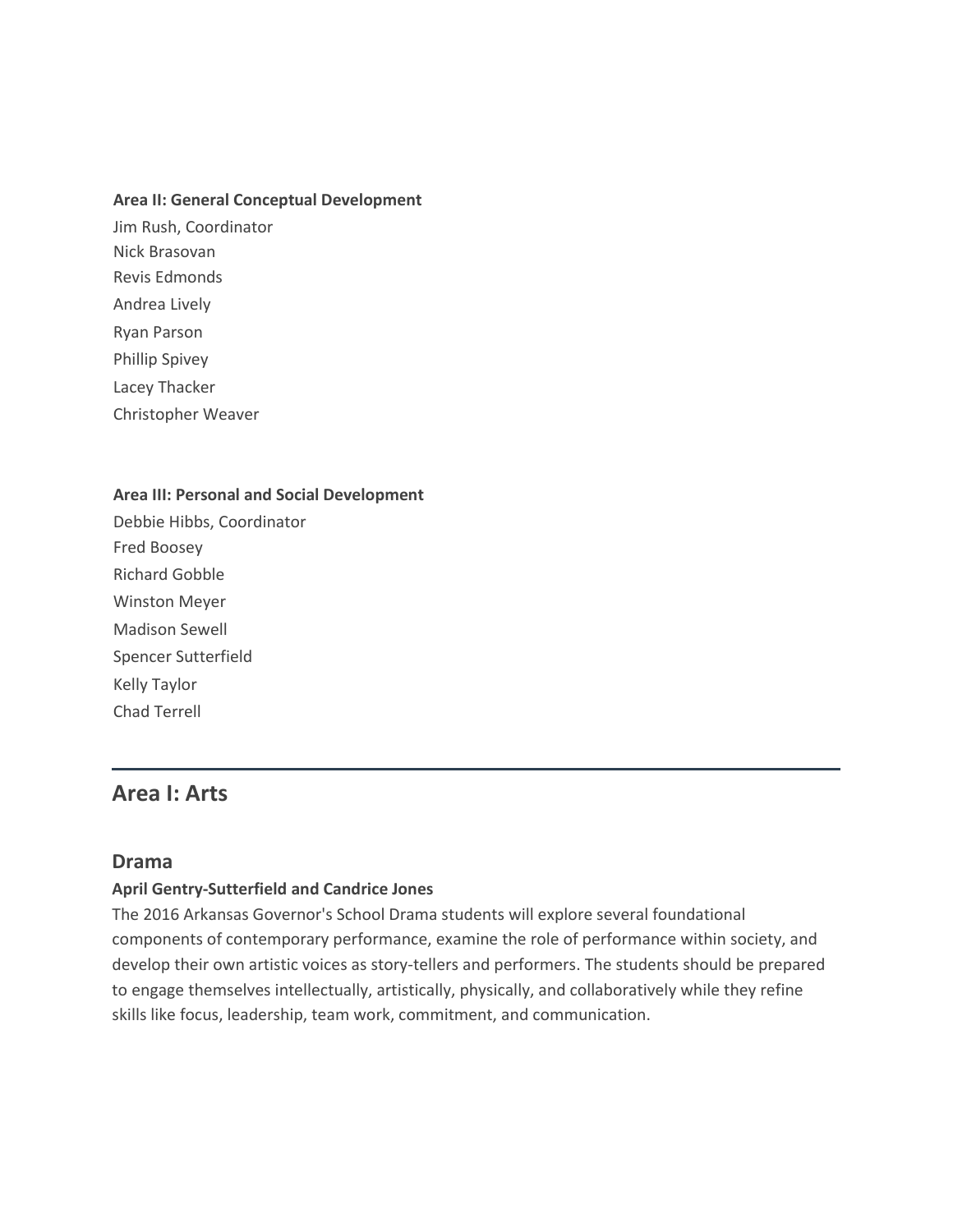**Area II: General Conceptual Development**

Jim Rush, Coordinator
Nick Brasovan
Revis Edmonds
Andrea Lively
Ryan Parson
Phillip Spivey
Lacey Thacker
Christopher Weaver

**Area III: Personal and Social Development**

Debbie Hibbs, Coordinator
Fred Boosey
Richard Gobble
Winston Meyer
Madison Sewell
Spencer Sutterfield
Kelly Taylor
Chad Terrell

---

## Area I: Arts

### Drama

**April Gentry-Sutterfield and Candrice Jones**

The 2016 Arkansas Governor's School Drama students will explore several foundational components of contemporary performance, examine the role of performance within society, and develop their own artistic voices as story-tellers and performers. The students should be prepared to engage themselves intellectually, artistically, physically, and collaboratively while they refine skills like focus, leadership, team work, commitment, and communication.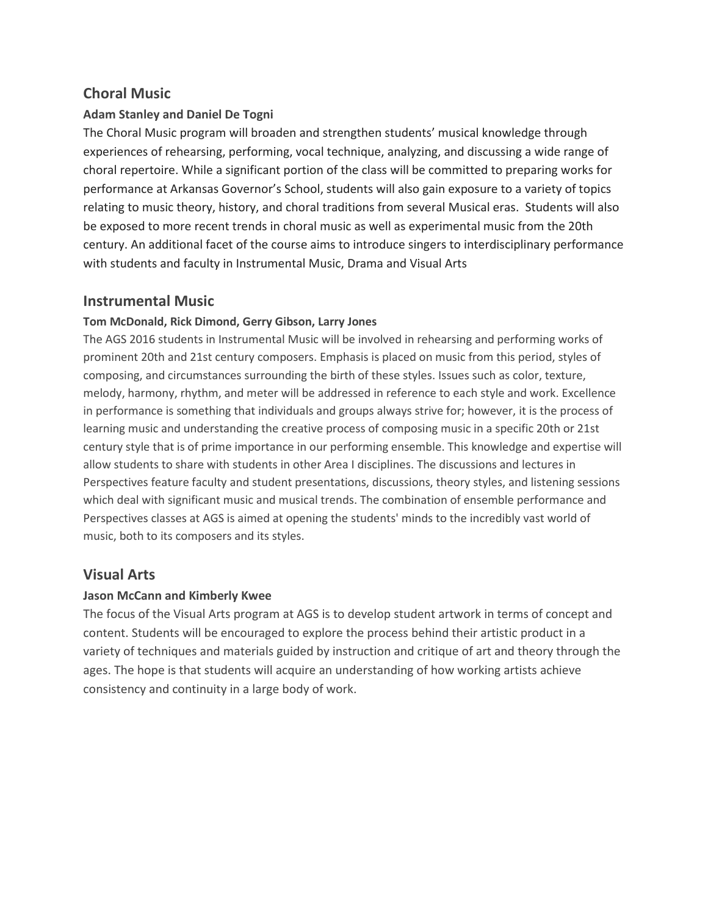## Choral Music

### Adam Stanley and Daniel De Togni

The Choral Music program will broaden and strengthen students' musical knowledge through experiences of rehearsing, performing, vocal technique, analyzing, and discussing a wide range of choral repertoire. While a significant portion of the class will be committed to preparing works for performance at Arkansas Governor's School, students will also gain exposure to a variety of topics relating to music theory, history, and choral traditions from several Musical eras.  Students will also be exposed to more recent trends in choral music as well as experimental music from the 20th century. An additional facet of the course aims to introduce singers to interdisciplinary performance with students and faculty in Instrumental Music, Drama and Visual Arts

## Instrumental Music

### Tom McDonald, Rick Dimond, Gerry Gibson, Larry Jones

The AGS 2016 students in Instrumental Music will be involved in rehearsing and performing works of prominent 20th and 21st century composers. Emphasis is placed on music from this period, styles of composing, and circumstances surrounding the birth of these styles. Issues such as color, texture, melody, harmony, rhythm, and meter will be addressed in reference to each style and work. Excellence in performance is something that individuals and groups always strive for; however, it is the process of learning music and understanding the creative process of composing music in a specific 20th or 21st century style that is of prime importance in our performing ensemble. This knowledge and expertise will allow students to share with students in other Area I disciplines. The discussions and lectures in Perspectives feature faculty and student presentations, discussions, theory styles, and listening sessions which deal with significant music and musical trends. The combination of ensemble performance and Perspectives classes at AGS is aimed at opening the students' minds to the incredibly vast world of music, both to its composers and its styles.

## Visual Arts

### Jason McCann and Kimberly Kwee

The focus of the Visual Arts program at AGS is to develop student artwork in terms of concept and content. Students will be encouraged to explore the process behind their artistic product in a variety of techniques and materials guided by instruction and critique of art and theory through the ages. The hope is that students will acquire an understanding of how working artists achieve consistency and continuity in a large body of work.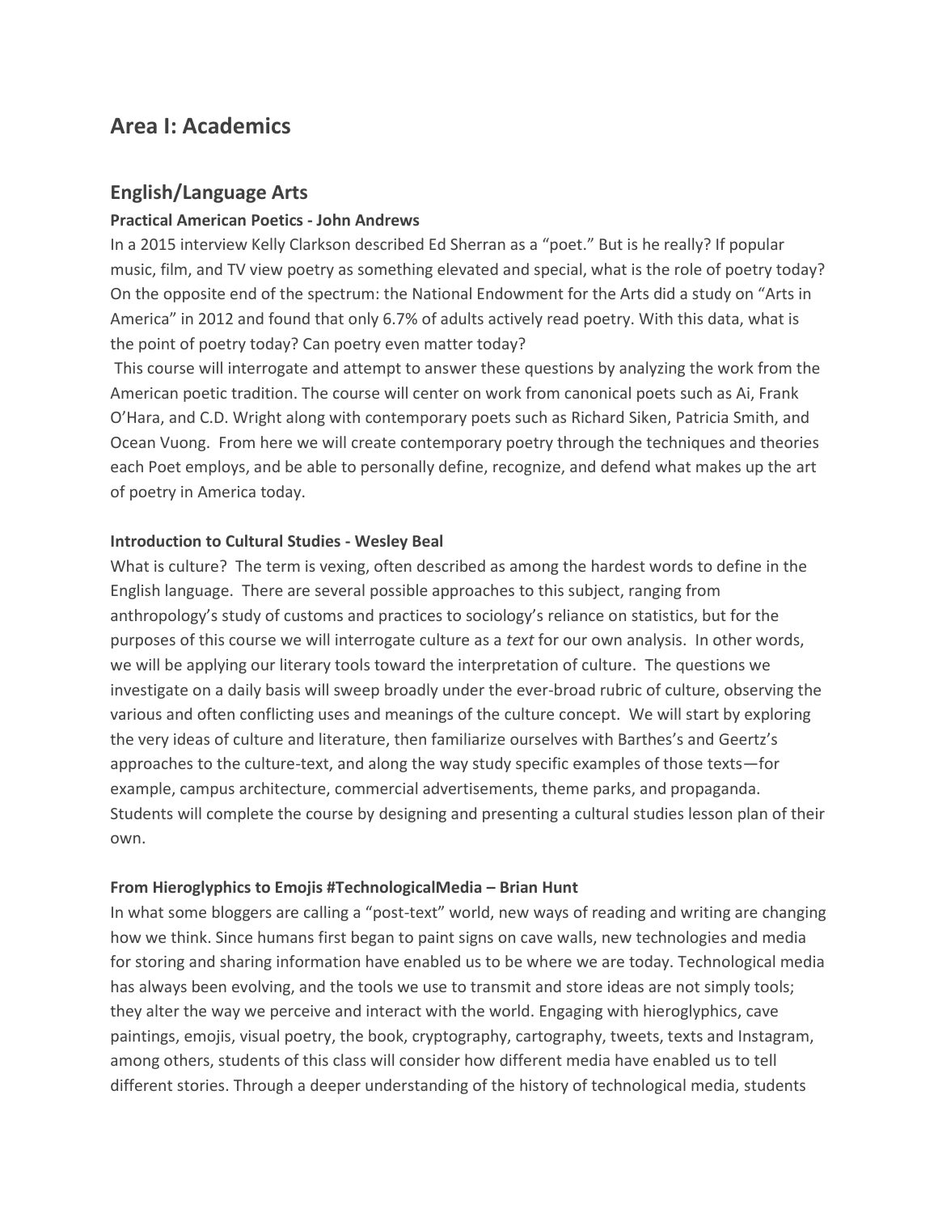# Area I: Academics

## English/Language Arts

**Practical American Poetics - John Andrews**

In a 2015 interview Kelly Clarkson described Ed Sherran as a "poet." But is he really? If popular music, film, and TV view poetry as something elevated and special, what is the role of poetry today? On the opposite end of the spectrum: the National Endowment for the Arts did a study on "Arts in America" in 2012 and found that only 6.7% of adults actively read poetry. With this data, what is the point of poetry today? Can poetry even matter today?

This course will interrogate and attempt to answer these questions by analyzing the work from the American poetic tradition. The course will center on work from canonical poets such as Ai, Frank O'Hara, and C.D. Wright along with contemporary poets such as Richard Siken, Patricia Smith, and Ocean Vuong. From here we will create contemporary poetry through the techniques and theories each Poet employs, and be able to personally define, recognize, and defend what makes up the art of poetry in America today.

**Introduction to Cultural Studies - Wesley Beal**

What is culture? The term is vexing, often described as among the hardest words to define in the English language. There are several possible approaches to this subject, ranging from anthropology's study of customs and practices to sociology's reliance on statistics, but for the purposes of this course we will interrogate culture as a *text* for our own analysis. In other words, we will be applying our literary tools toward the interpretation of culture. The questions we investigate on a daily basis will sweep broadly under the ever-broad rubric of culture, observing the various and often conflicting uses and meanings of the culture concept. We will start by exploring the very ideas of culture and literature, then familiarize ourselves with Barthes's and Geertz's approaches to the culture-text, and along the way study specific examples of those texts—for example, campus architecture, commercial advertisements, theme parks, and propaganda. Students will complete the course by designing and presenting a cultural studies lesson plan of their own.

**From Hieroglyphics to Emojis #TechnologicalMedia – Brian Hunt**

In what some bloggers are calling a "post-text" world, new ways of reading and writing are changing how we think. Since humans first began to paint signs on cave walls, new technologies and media for storing and sharing information have enabled us to be where we are today. Technological media has always been evolving, and the tools we use to transmit and store ideas are not simply tools; they alter the way we perceive and interact with the world. Engaging with hieroglyphics, cave paintings, emojis, visual poetry, the book, cryptography, cartography, tweets, texts and Instagram, among others, students of this class will consider how different media have enabled us to tell different stories. Through a deeper understanding of the history of technological media, students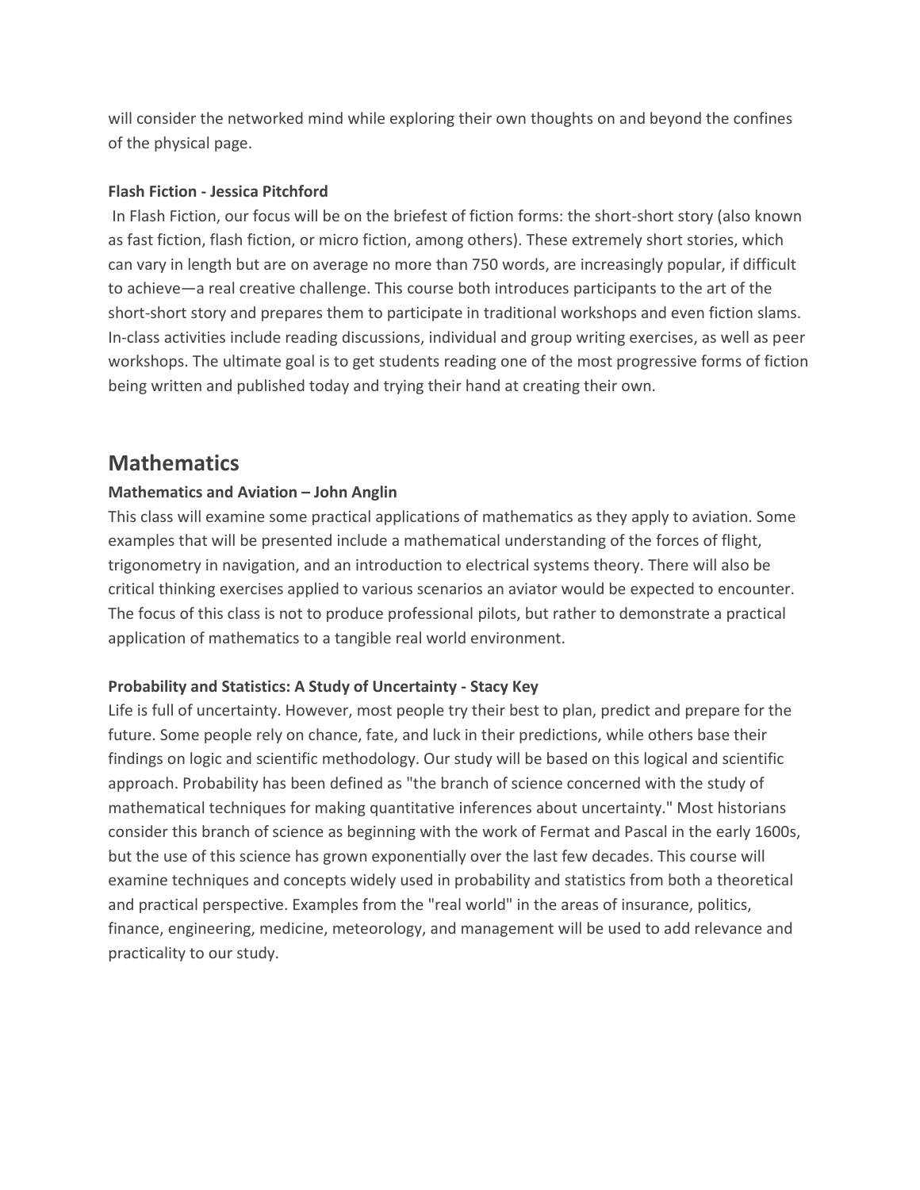will consider the networked mind while exploring their own thoughts on and beyond the confines of the physical page.

**Flash Fiction - Jessica Pitchford**

In Flash Fiction, our focus will be on the briefest of fiction forms: the short-short story (also known as fast fiction, flash fiction, or micro fiction, among others). These extremely short stories, which can vary in length but are on average no more than 750 words, are increasingly popular, if difficult to achieve—a real creative challenge. This course both introduces participants to the art of the short-short story and prepares them to participate in traditional workshops and even fiction slams. In-class activities include reading discussions, individual and group writing exercises, as well as peer workshops. The ultimate goal is to get students reading one of the most progressive forms of fiction being written and published today and trying their hand at creating their own.

## Mathematics

**Mathematics and Aviation – John Anglin**

This class will examine some practical applications of mathematics as they apply to aviation. Some examples that will be presented include a mathematical understanding of the forces of flight, trigonometry in navigation, and an introduction to electrical systems theory. There will also be critical thinking exercises applied to various scenarios an aviator would be expected to encounter. The focus of this class is not to produce professional pilots, but rather to demonstrate a practical application of mathematics to a tangible real world environment.

**Probability and Statistics: A Study of Uncertainty - Stacy Key**

Life is full of uncertainty. However, most people try their best to plan, predict and prepare for the future. Some people rely on chance, fate, and luck in their predictions, while others base their findings on logic and scientific methodology. Our study will be based on this logical and scientific approach. Probability has been defined as "the branch of science concerned with the study of mathematical techniques for making quantitative inferences about uncertainty." Most historians consider this branch of science as beginning with the work of Fermat and Pascal in the early 1600s, but the use of this science has grown exponentially over the last few decades. This course will examine techniques and concepts widely used in probability and statistics from both a theoretical and practical perspective. Examples from the "real world" in the areas of insurance, politics, finance, engineering, medicine, meteorology, and management will be used to add relevance and practicality to our study.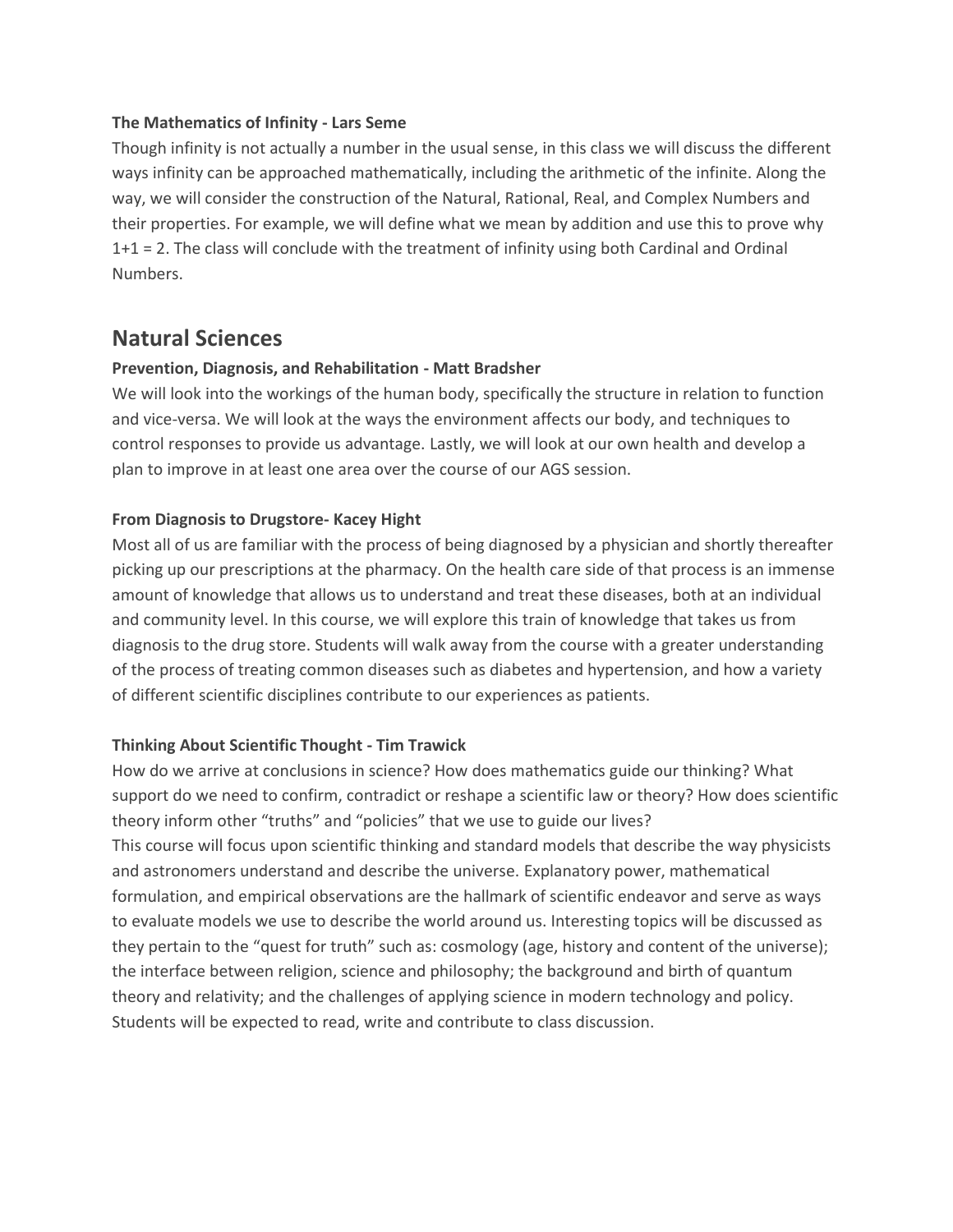**The Mathematics of Infinity - Lars Seme**

Though infinity is not actually a number in the usual sense, in this class we will discuss the different ways infinity can be approached mathematically, including the arithmetic of the infinite. Along the way, we will consider the construction of the Natural, Rational, Real, and Complex Numbers and their properties. For example, we will define what we mean by addition and use this to prove why 1+1 = 2. The class will conclude with the treatment of infinity using both Cardinal and Ordinal Numbers.

## Natural Sciences

**Prevention, Diagnosis, and Rehabilitation - Matt Bradsher**

We will look into the workings of the human body, specifically the structure in relation to function and vice-versa. We will look at the ways the environment affects our body, and techniques to control responses to provide us advantage. Lastly, we will look at our own health and develop a plan to improve in at least one area over the course of our AGS session.

**From Diagnosis to Drugstore- Kacey Hight**

Most all of us are familiar with the process of being diagnosed by a physician and shortly thereafter picking up our prescriptions at the pharmacy. On the health care side of that process is an immense amount of knowledge that allows us to understand and treat these diseases, both at an individual and community level. In this course, we will explore this train of knowledge that takes us from diagnosis to the drug store. Students will walk away from the course with a greater understanding of the process of treating common diseases such as diabetes and hypertension, and how a variety of different scientific disciplines contribute to our experiences as patients.

**Thinking About Scientific Thought - Tim Trawick**

How do we arrive at conclusions in science? How does mathematics guide our thinking? What support do we need to confirm, contradict or reshape a scientific law or theory? How does scientific theory inform other “truths” and “policies” that we use to guide our lives?

This course will focus upon scientific thinking and standard models that describe the way physicists and astronomers understand and describe the universe. Explanatory power, mathematical formulation, and empirical observations are the hallmark of scientific endeavor and serve as ways to evaluate models we use to describe the world around us. Interesting topics will be discussed as they pertain to the “quest for truth” such as: cosmology (age, history and content of the universe); the interface between religion, science and philosophy; the background and birth of quantum theory and relativity; and the challenges of applying science in modern technology and policy. Students will be expected to read, write and contribute to class discussion.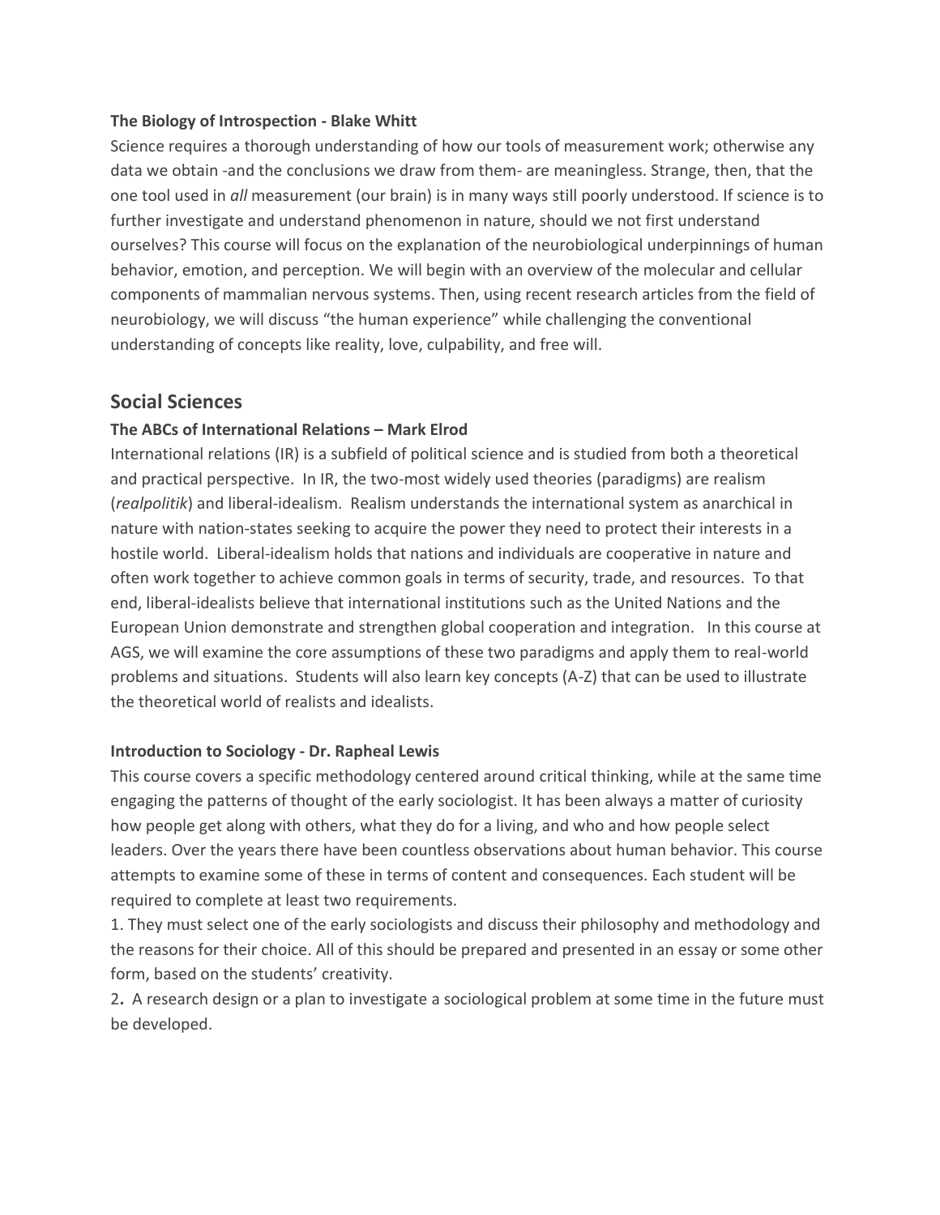**The Biology of Introspection - Blake Whitt**

Science requires a thorough understanding of how our tools of measurement work; otherwise any data we obtain -and the conclusions we draw from them- are meaningless. Strange, then, that the one tool used in *all* measurement (our brain) is in many ways still poorly understood. If science is to further investigate and understand phenomenon in nature, should we not first understand ourselves? This course will focus on the explanation of the neurobiological underpinnings of human behavior, emotion, and perception. We will begin with an overview of the molecular and cellular components of mammalian nervous systems. Then, using recent research articles from the field of neurobiology, we will discuss "the human experience" while challenging the conventional understanding of concepts like reality, love, culpability, and free will.

## Social Sciences

**The ABCs of International Relations – Mark Elrod**

International relations (IR) is a subfield of political science and is studied from both a theoretical and practical perspective. In IR, the two-most widely used theories (paradigms) are realism (*realpolitik*) and liberal-idealism. Realism understands the international system as anarchical in nature with nation-states seeking to acquire the power they need to protect their interests in a hostile world. Liberal-idealism holds that nations and individuals are cooperative in nature and often work together to achieve common goals in terms of security, trade, and resources. To that end, liberal-idealists believe that international institutions such as the United Nations and the European Union demonstrate and strengthen global cooperation and integration. In this course at AGS, we will examine the core assumptions of these two paradigms and apply them to real-world problems and situations. Students will also learn key concepts (A-Z) that can be used to illustrate the theoretical world of realists and idealists.

**Introduction to Sociology - Dr. Rapheal Lewis**

This course covers a specific methodology centered around critical thinking, while at the same time engaging the patterns of thought of the early sociologist. It has been always a matter of curiosity how people get along with others, what they do for a living, and who and how people select leaders. Over the years there have been countless observations about human behavior. This course attempts to examine some of these in terms of content and consequences. Each student will be required to complete at least two requirements.

1. They must select one of the early sociologists and discuss their philosophy and methodology and the reasons for their choice. All of this should be prepared and presented in an essay or some other form, based on the students' creativity.
2. A research design or a plan to investigate a sociological problem at some time in the future must be developed.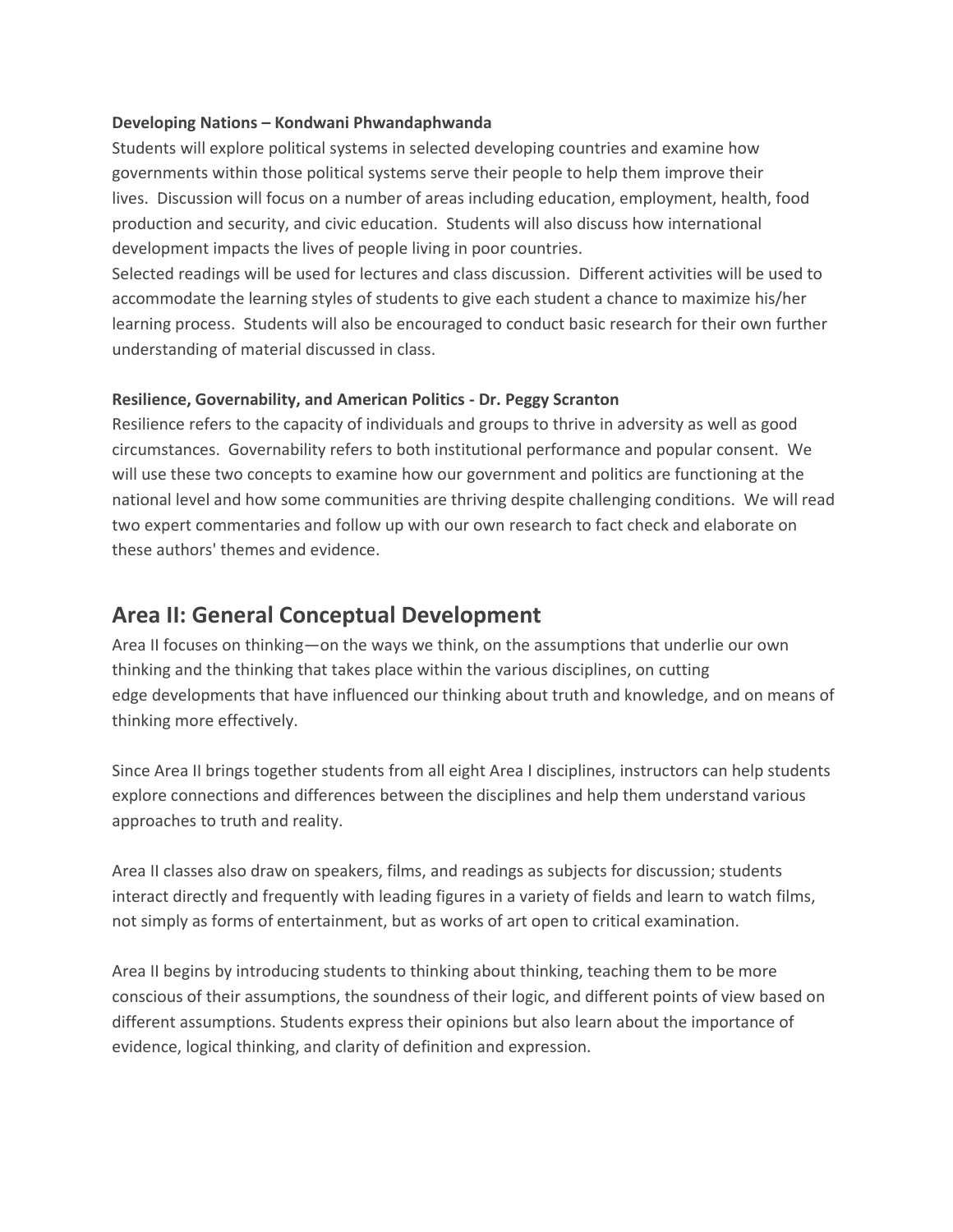**Developing Nations – Kondwani Phwandaphwanda**

Students will explore political systems in selected developing countries and examine how governments within those political systems serve their people to help them improve their lives. Discussion will focus on a number of areas including education, employment, health, food production and security, and civic education. Students will also discuss how international development impacts the lives of people living in poor countries.

Selected readings will be used for lectures and class discussion. Different activities will be used to accommodate the learning styles of students to give each student a chance to maximize his/her learning process. Students will also be encouraged to conduct basic research for their own further understanding of material discussed in class.

**Resilience, Governability, and American Politics - Dr. Peggy Scranton**

Resilience refers to the capacity of individuals and groups to thrive in adversity as well as good circumstances. Governability refers to both institutional performance and popular consent. We will use these two concepts to examine how our government and politics are functioning at the national level and how some communities are thriving despite challenging conditions. We will read two expert commentaries and follow up with our own research to fact check and elaborate on these authors' themes and evidence.

## Area II: General Conceptual Development

Area II focuses on thinking—on the ways we think, on the assumptions that underlie our own thinking and the thinking that takes place within the various disciplines, on cutting edge developments that have influenced our thinking about truth and knowledge, and on means of thinking more effectively.

Since Area II brings together students from all eight Area I disciplines, instructors can help students explore connections and differences between the disciplines and help them understand various approaches to truth and reality.

Area II classes also draw on speakers, films, and readings as subjects for discussion; students interact directly and frequently with leading figures in a variety of fields and learn to watch films, not simply as forms of entertainment, but as works of art open to critical examination.

Area II begins by introducing students to thinking about thinking, teaching them to be more conscious of their assumptions, the soundness of their logic, and different points of view based on different assumptions. Students express their opinions but also learn about the importance of evidence, logical thinking, and clarity of definition and expression.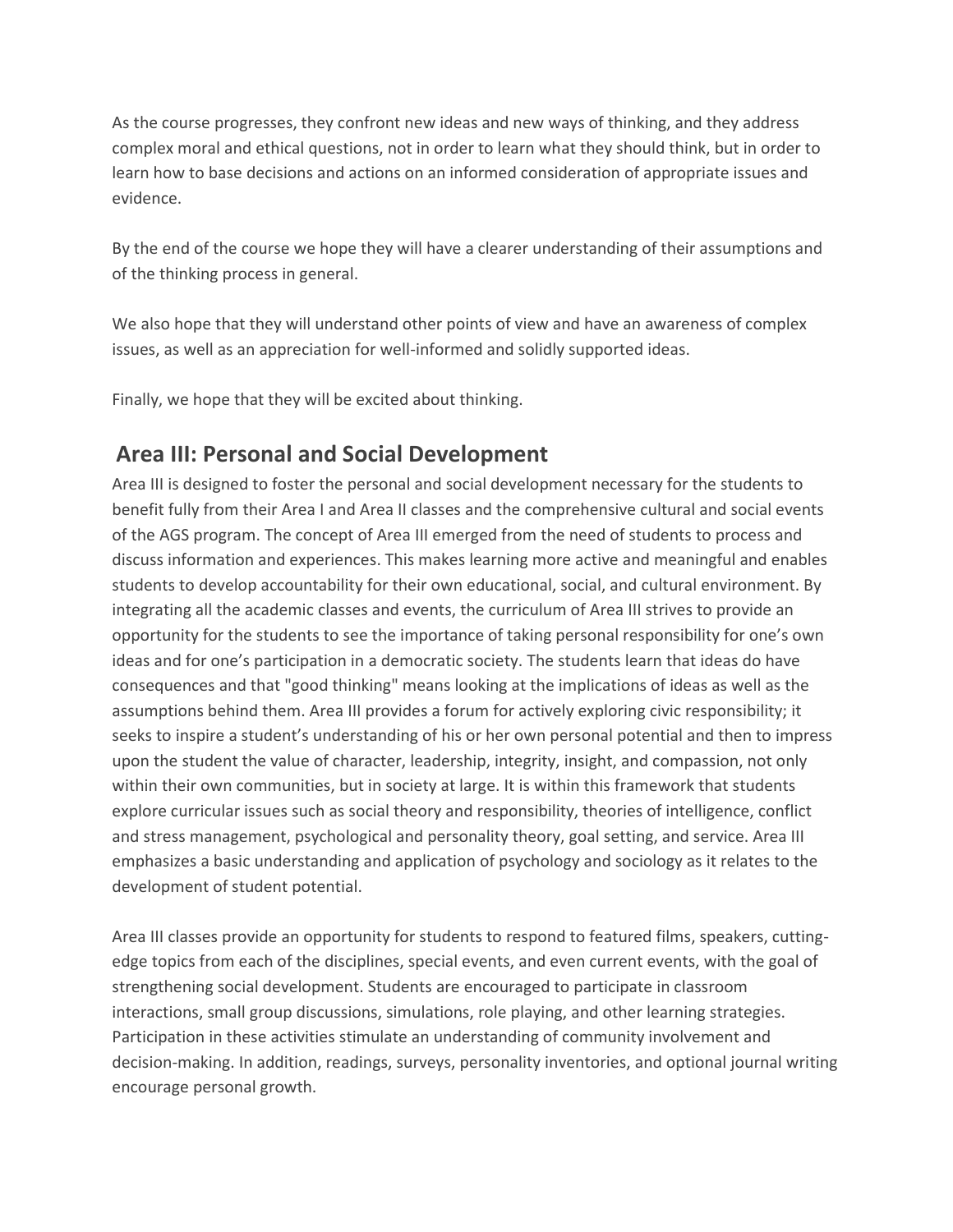As the course progresses, they confront new ideas and new ways of thinking, and they address complex moral and ethical questions, not in order to learn what they should think, but in order to learn how to base decisions and actions on an informed consideration of appropriate issues and evidence.

By the end of the course we hope they will have a clearer understanding of their assumptions and of the thinking process in general.

We also hope that they will understand other points of view and have an awareness of complex issues, as well as an appreciation for well-informed and solidly supported ideas.

Finally, we hope that they will be excited about thinking.

## Area III: Personal and Social Development

Area III is designed to foster the personal and social development necessary for the students to benefit fully from their Area I and Area II classes and the comprehensive cultural and social events of the AGS program. The concept of Area III emerged from the need of students to process and discuss information and experiences. This makes learning more active and meaningful and enables students to develop accountability for their own educational, social, and cultural environment. By integrating all the academic classes and events, the curriculum of Area III strives to provide an opportunity for the students to see the importance of taking personal responsibility for one's own ideas and for one's participation in a democratic society. The students learn that ideas do have consequences and that "good thinking" means looking at the implications of ideas as well as the assumptions behind them. Area III provides a forum for actively exploring civic responsibility; it seeks to inspire a student's understanding of his or her own personal potential and then to impress upon the student the value of character, leadership, integrity, insight, and compassion, not only within their own communities, but in society at large. It is within this framework that students explore curricular issues such as social theory and responsibility, theories of intelligence, conflict and stress management, psychological and personality theory, goal setting, and service. Area III emphasizes a basic understanding and application of psychology and sociology as it relates to the development of student potential.

Area III classes provide an opportunity for students to respond to featured films, speakers, cutting-edge topics from each of the disciplines, special events, and even current events, with the goal of strengthening social development. Students are encouraged to participate in classroom interactions, small group discussions, simulations, role playing, and other learning strategies. Participation in these activities stimulate an understanding of community involvement and decision-making. In addition, readings, surveys, personality inventories, and optional journal writing encourage personal growth.